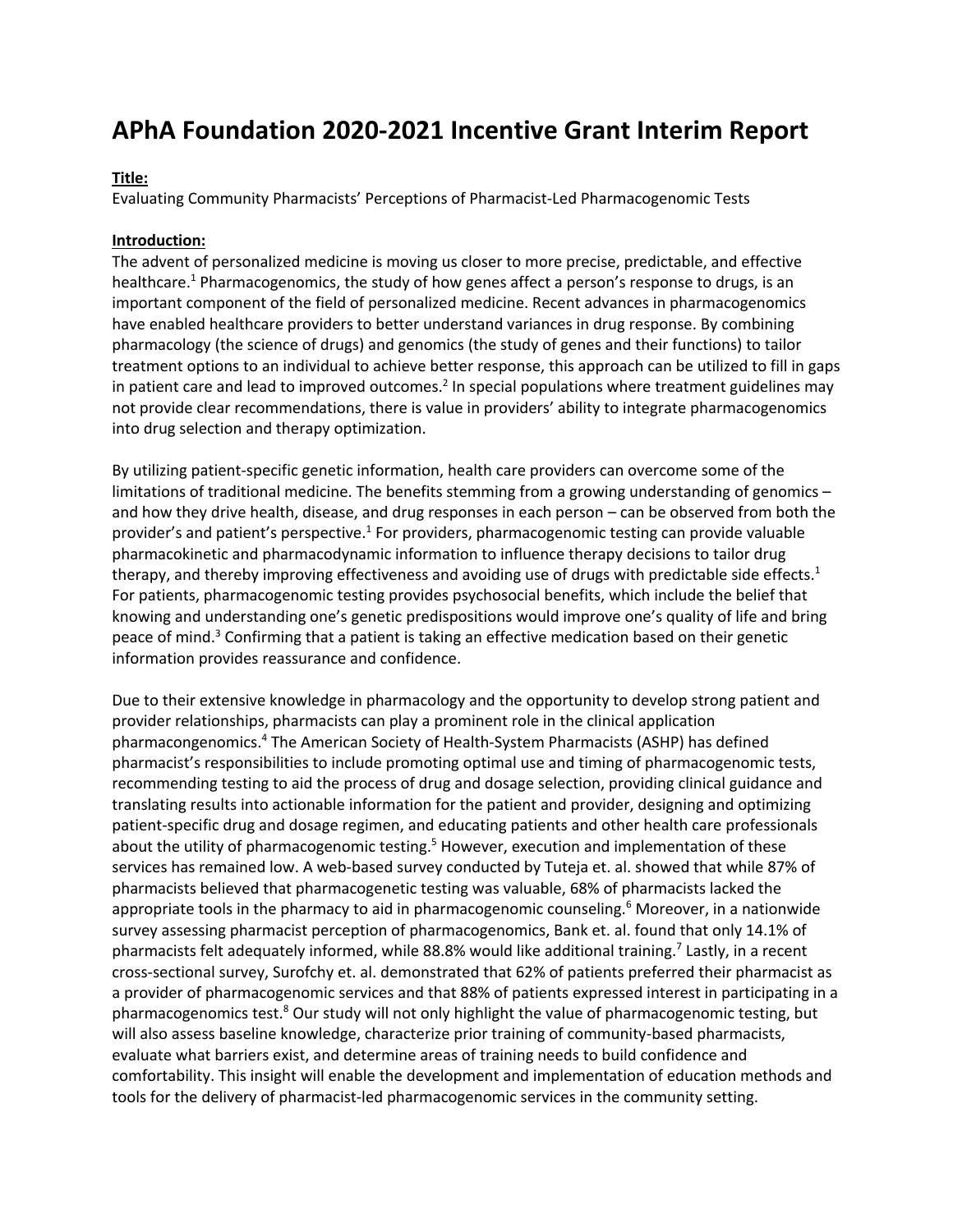# APhA Foundation 2020-2021 Incentive Grant Interim Report

**Title:**

Evaluating Community Pharmacists' Perceptions of Pharmacist-Led Pharmacogenomic Tests

**Introduction:**

The advent of personalized medicine is moving us closer to more precise, predictable, and effective healthcare.[1] Pharmacogenomics, the study of how genes affect a person's response to drugs, is an important component of the field of personalized medicine. Recent advances in pharmacogenomics have enabled healthcare providers to better understand variances in drug response. By combining pharmacology (the science of drugs) and genomics (the study of genes and their functions) to tailor treatment options to an individual to achieve better response, this approach can be utilized to fill in gaps in patient care and lead to improved outcomes.[2] In special populations where treatment guidelines may not provide clear recommendations, there is value in providers' ability to integrate pharmacogenomics into drug selection and therapy optimization.

By utilizing patient-specific genetic information, health care providers can overcome some of the limitations of traditional medicine. The benefits stemming from a growing understanding of genomics – and how they drive health, disease, and drug responses in each person – can be observed from both the provider's and patient's perspective.[1] For providers, pharmacogenomic testing can provide valuable pharmacokinetic and pharmacodynamic information to influence therapy decisions to tailor drug therapy, and thereby improving effectiveness and avoiding use of drugs with predictable side effects.[1] For patients, pharmacogenomic testing provides psychosocial benefits, which include the belief that knowing and understanding one's genetic predispositions would improve one's quality of life and bring peace of mind.[3] Confirming that a patient is taking an effective medication based on their genetic information provides reassurance and confidence.

Due to their extensive knowledge in pharmacology and the opportunity to develop strong patient and provider relationships, pharmacists can play a prominent role in the clinical application pharmacongenomics.[4] The American Society of Health-System Pharmacists (ASHP) has defined pharmacist's responsibilities to include promoting optimal use and timing of pharmacogenomic tests, recommending testing to aid the process of drug and dosage selection, providing clinical guidance and translating results into actionable information for the patient and provider, designing and optimizing patient-specific drug and dosage regimen, and educating patients and other health care professionals about the utility of pharmacogenomic testing.[5] However, execution and implementation of these services has remained low. A web-based survey conducted by Tuteja et. al. showed that while 87% of pharmacists believed that pharmacogenetic testing was valuable, 68% of pharmacists lacked the appropriate tools in the pharmacy to aid in pharmacogenomic counseling.[6] Moreover, in a nationwide survey assessing pharmacist perception of pharmacogenomics, Bank et. al. found that only 14.1% of pharmacists felt adequately informed, while 88.8% would like additional training.[7] Lastly, in a recent cross-sectional survey, Surofchy et. al. demonstrated that 62% of patients preferred their pharmacist as a provider of pharmacogenomic services and that 88% of patients expressed interest in participating in a pharmacogenomics test.[8] Our study will not only highlight the value of pharmacogenomic testing, but will also assess baseline knowledge, characterize prior training of community-based pharmacists, evaluate what barriers exist, and determine areas of training needs to build confidence and comfortability. This insight will enable the development and implementation of education methods and tools for the delivery of pharmacist-led pharmacogenomic services in the community setting.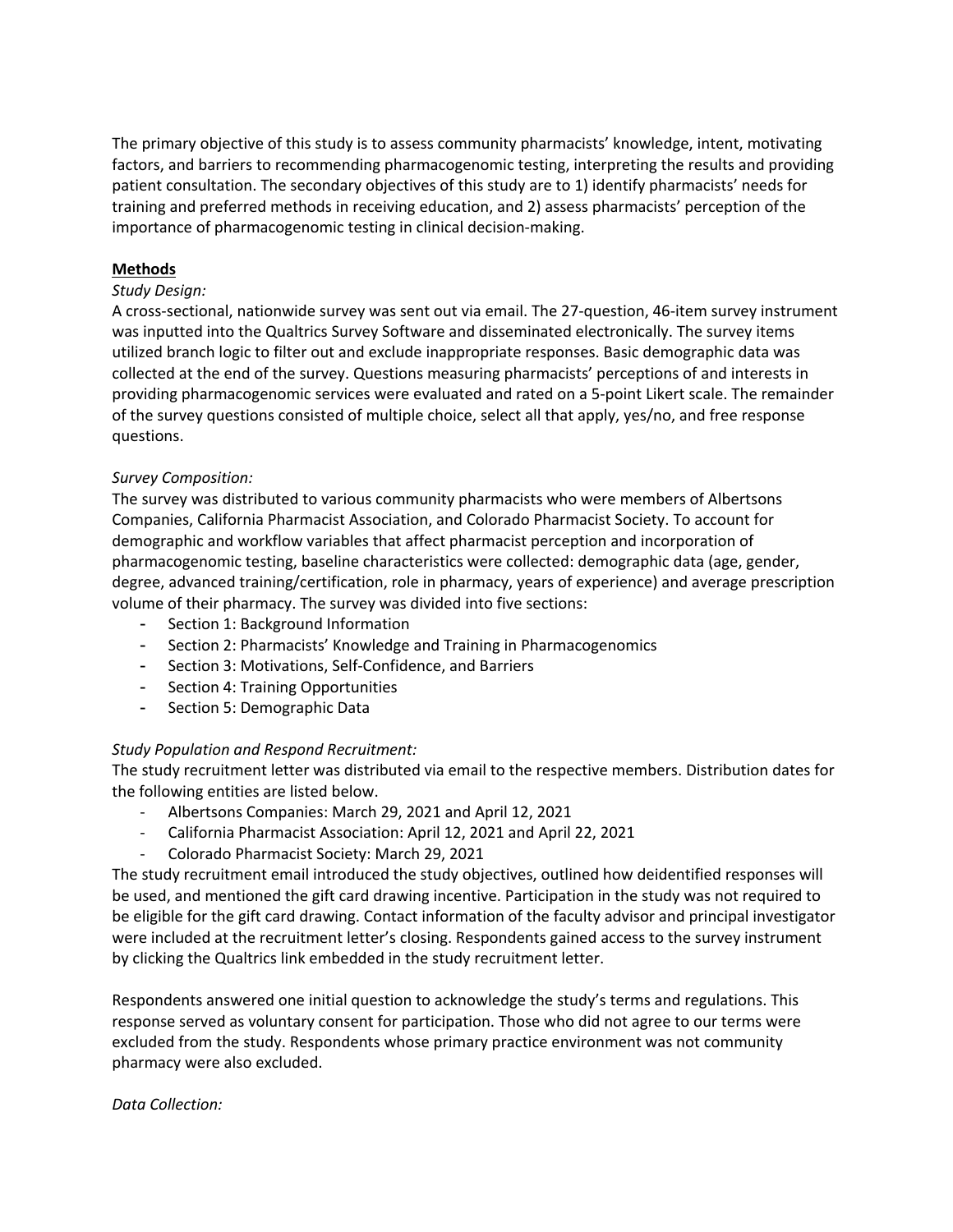The primary objective of this study is to assess community pharmacists' knowledge, intent, motivating factors, and barriers to recommending pharmacogenomic testing, interpreting the results and providing patient consultation. The secondary objectives of this study are to 1) identify pharmacists' needs for training and preferred methods in receiving education, and 2) assess pharmacists' perception of the importance of pharmacogenomic testing in clinical decision-making.

## Methods

*Study Design:*

A cross-sectional, nationwide survey was sent out via email. The 27-question, 46-item survey instrument was inputted into the Qualtrics Survey Software and disseminated electronically. The survey items utilized branch logic to filter out and exclude inappropriate responses. Basic demographic data was collected at the end of the survey. Questions measuring pharmacists' perceptions of and interests in providing pharmacogenomic services were evaluated and rated on a 5-point Likert scale. The remainder of the survey questions consisted of multiple choice, select all that apply, yes/no, and free response questions.

*Survey Composition:*

The survey was distributed to various community pharmacists who were members of Albertsons Companies, California Pharmacist Association, and Colorado Pharmacist Society. To account for demographic and workflow variables that affect pharmacist perception and incorporation of pharmacogenomic testing, baseline characteristics were collected: demographic data (age, gender, degree, advanced training/certification, role in pharmacy, years of experience) and average prescription volume of their pharmacy. The survey was divided into five sections:

- Section 1: Background Information
- Section 2: Pharmacists' Knowledge and Training in Pharmacogenomics
- Section 3: Motivations, Self-Confidence, and Barriers
- Section 4: Training Opportunities
- Section 5: Demographic Data

*Study Population and Respond Recruitment:*

The study recruitment letter was distributed via email to the respective members. Distribution dates for the following entities are listed below.

- Albertsons Companies: March 29, 2021 and April 12, 2021
- California Pharmacist Association: April 12, 2021 and April 22, 2021
- Colorado Pharmacist Society: March 29, 2021

The study recruitment email introduced the study objectives, outlined how deidentified responses will be used, and mentioned the gift card drawing incentive. Participation in the study was not required to be eligible for the gift card drawing. Contact information of the faculty advisor and principal investigator were included at the recruitment letter's closing. Respondents gained access to the survey instrument by clicking the Qualtrics link embedded in the study recruitment letter.

Respondents answered one initial question to acknowledge the study's terms and regulations. This response served as voluntary consent for participation. Those who did not agree to our terms were excluded from the study. Respondents whose primary practice environment was not community pharmacy were also excluded.

*Data Collection:*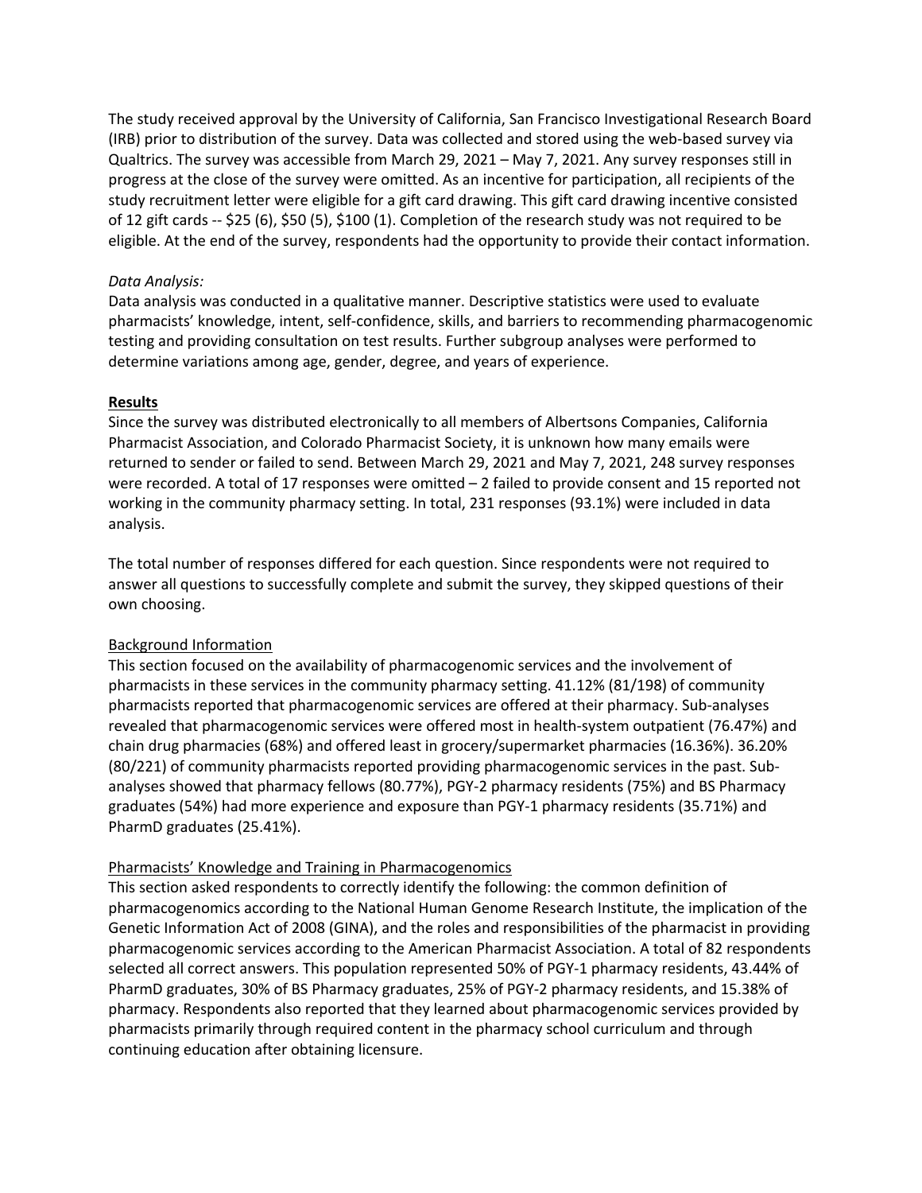The study received approval by the University of California, San Francisco Investigational Research Board (IRB) prior to distribution of the survey. Data was collected and stored using the web-based survey via Qualtrics. The survey was accessible from March 29, 2021 – May 7, 2021. Any survey responses still in progress at the close of the survey were omitted. As an incentive for participation, all recipients of the study recruitment letter were eligible for a gift card drawing. This gift card drawing incentive consisted of 12 gift cards -- $25 (6), $50 (5), $100 (1). Completion of the research study was not required to be eligible. At the end of the survey, respondents had the opportunity to provide their contact information.

*Data Analysis:*

Data analysis was conducted in a qualitative manner. Descriptive statistics were used to evaluate pharmacists' knowledge, intent, self-confidence, skills, and barriers to recommending pharmacogenomic testing and providing consultation on test results. Further subgroup analyses were performed to determine variations among age, gender, degree, and years of experience.

**<u>Results</u>**

Since the survey was distributed electronically to all members of Albertsons Companies, California Pharmacist Association, and Colorado Pharmacist Society, it is unknown how many emails were returned to sender or failed to send. Between March 29, 2021 and May 7, 2021, 248 survey responses were recorded. A total of 17 responses were omitted – 2 failed to provide consent and 15 reported not working in the community pharmacy setting. In total, 231 responses (93.1%) were included in data analysis.

The total number of responses differed for each question. Since respondents were not required to answer all questions to successfully complete and submit the survey, they skipped questions of their own choosing.

<u>Background Information</u>

This section focused on the availability of pharmacogenomic services and the involvement of pharmacists in these services in the community pharmacy setting. 41.12% (81/198) of community pharmacists reported that pharmacogenomic services are offered at their pharmacy. Sub-analyses revealed that pharmacogenomic services were offered most in health-system outpatient (76.47%) and chain drug pharmacies (68%) and offered least in grocery/supermarket pharmacies (16.36%). 36.20% (80/221) of community pharmacists reported providing pharmacogenomic services in the past. Sub-analyses showed that pharmacy fellows (80.77%), PGY-2 pharmacy residents (75%) and BS Pharmacy graduates (54%) had more experience and exposure than PGY-1 pharmacy residents (35.71%) and PharmD graduates (25.41%).

<u>Pharmacists' Knowledge and Training in Pharmacogenomics</u>

This section asked respondents to correctly identify the following: the common definition of pharmacogenomics according to the National Human Genome Research Institute, the implication of the Genetic Information Act of 2008 (GINA), and the roles and responsibilities of the pharmacist in providing pharmacogenomic services according to the American Pharmacist Association. A total of 82 respondents selected all correct answers. This population represented 50% of PGY-1 pharmacy residents, 43.44% of PharmD graduates, 30% of BS Pharmacy graduates, 25% of PGY-2 pharmacy residents, and 15.38% of pharmacy. Respondents also reported that they learned about pharmacogenomic services provided by pharmacists primarily through required content in the pharmacy school curriculum and through continuing education after obtaining licensure.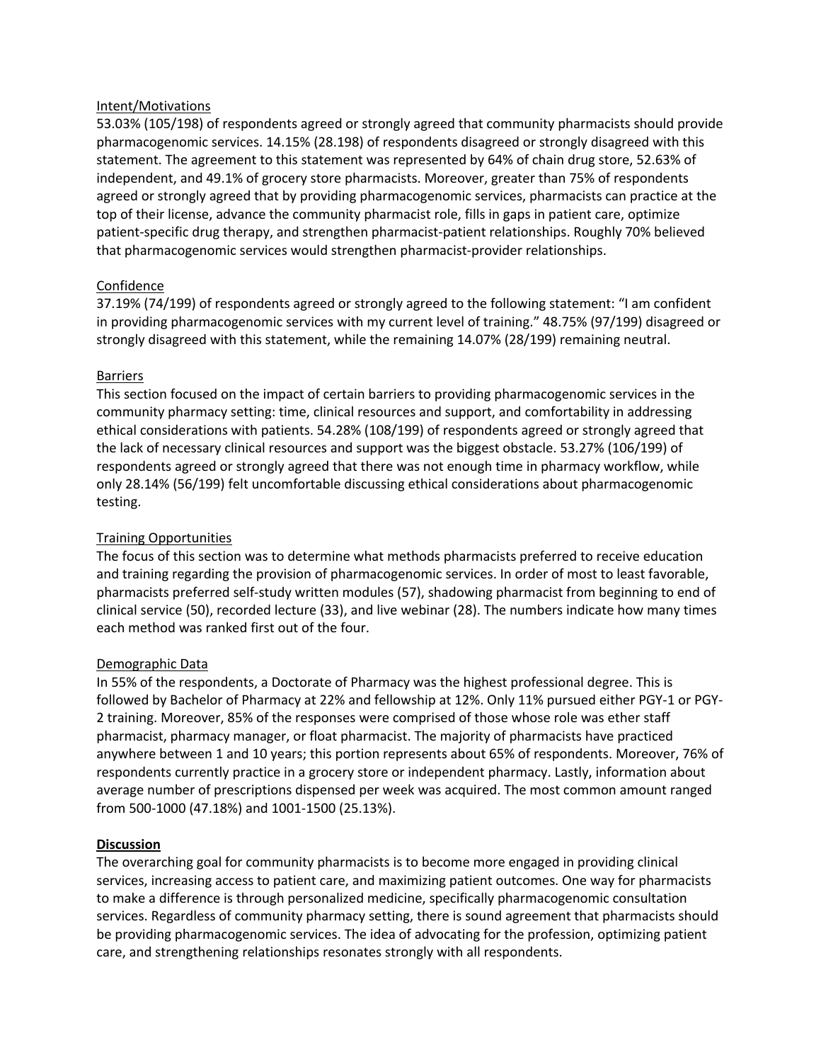Intent/Motivations

53.03% (105/198) of respondents agreed or strongly agreed that community pharmacists should provide pharmacogenomic services. 14.15% (28.198) of respondents disagreed or strongly disagreed with this statement. The agreement to this statement was represented by 64% of chain drug store, 52.63% of independent, and 49.1% of grocery store pharmacists. Moreover, greater than 75% of respondents agreed or strongly agreed that by providing pharmacogenomic services, pharmacists can practice at the top of their license, advance the community pharmacist role, fills in gaps in patient care, optimize patient-specific drug therapy, and strengthen pharmacist-patient relationships. Roughly 70% believed that pharmacogenomic services would strengthen pharmacist-provider relationships.

Confidence

37.19% (74/199) of respondents agreed or strongly agreed to the following statement: "I am confident in providing pharmacogenomic services with my current level of training." 48.75% (97/199) disagreed or strongly disagreed with this statement, while the remaining 14.07% (28/199) remaining neutral.

Barriers

This section focused on the impact of certain barriers to providing pharmacogenomic services in the community pharmacy setting: time, clinical resources and support, and comfortability in addressing ethical considerations with patients. 54.28% (108/199) of respondents agreed or strongly agreed that the lack of necessary clinical resources and support was the biggest obstacle. 53.27% (106/199) of respondents agreed or strongly agreed that there was not enough time in pharmacy workflow, while only 28.14% (56/199) felt uncomfortable discussing ethical considerations about pharmacogenomic testing.

Training Opportunities

The focus of this section was to determine what methods pharmacists preferred to receive education and training regarding the provision of pharmacogenomic services. In order of most to least favorable, pharmacists preferred self-study written modules (57), shadowing pharmacist from beginning to end of clinical service (50), recorded lecture (33), and live webinar (28). The numbers indicate how many times each method was ranked first out of the four.

Demographic Data

In 55% of the respondents, a Doctorate of Pharmacy was the highest professional degree. This is followed by Bachelor of Pharmacy at 22% and fellowship at 12%. Only 11% pursued either PGY-1 or PGY-2 training. Moreover, 85% of the responses were comprised of those whose role was ether staff pharmacist, pharmacy manager, or float pharmacist. The majority of pharmacists have practiced anywhere between 1 and 10 years; this portion represents about 65% of respondents. Moreover, 76% of respondents currently practice in a grocery store or independent pharmacy. Lastly, information about average number of prescriptions dispensed per week was acquired. The most common amount ranged from 500-1000 (47.18%) and 1001-1500 (25.13%).

**Discussion**

The overarching goal for community pharmacists is to become more engaged in providing clinical services, increasing access to patient care, and maximizing patient outcomes. One way for pharmacists to make a difference is through personalized medicine, specifically pharmacogenomic consultation services. Regardless of community pharmacy setting, there is sound agreement that pharmacists should be providing pharmacogenomic services. The idea of advocating for the profession, optimizing patient care, and strengthening relationships resonates strongly with all respondents.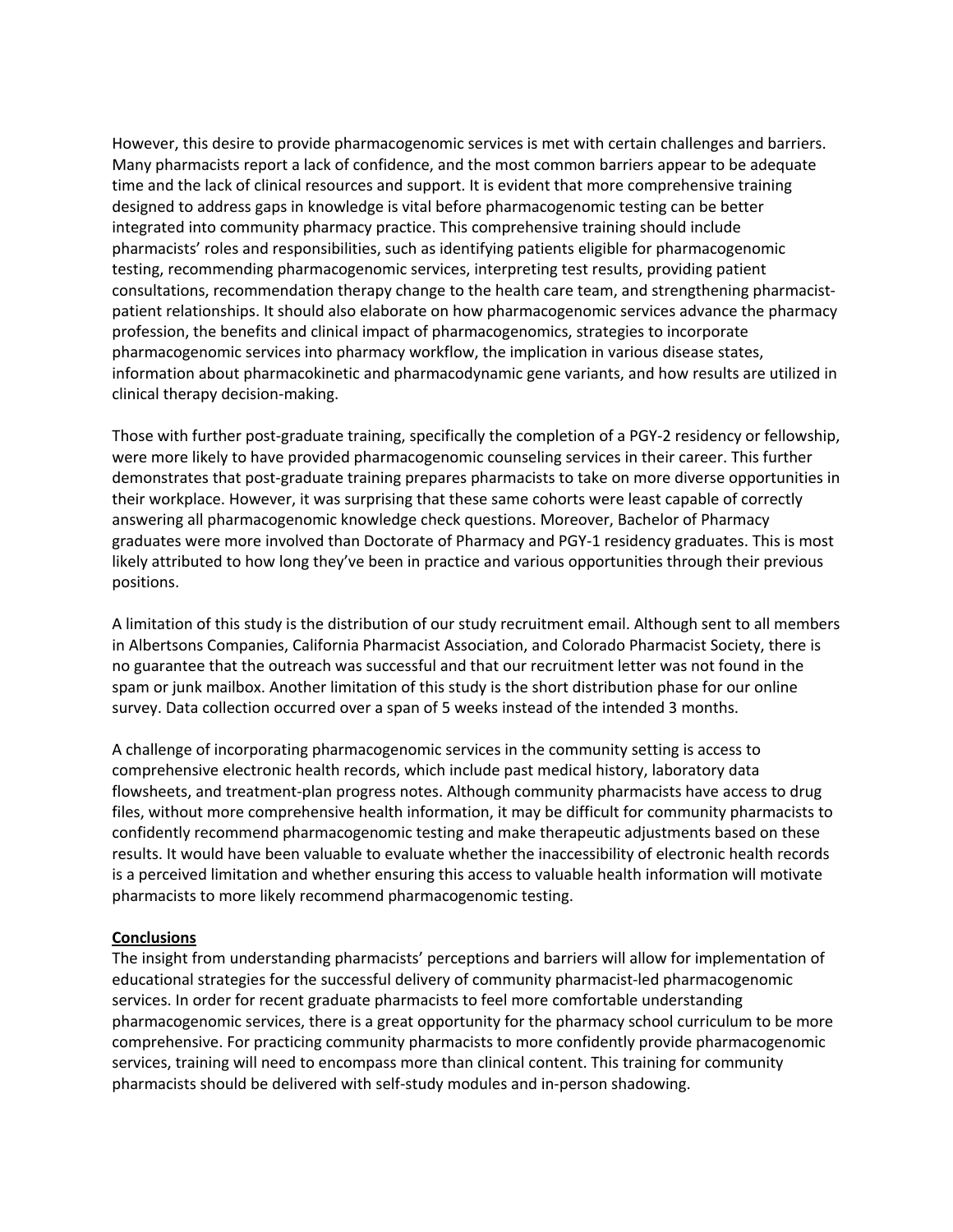However, this desire to provide pharmacogenomic services is met with certain challenges and barriers. Many pharmacists report a lack of confidence, and the most common barriers appear to be adequate time and the lack of clinical resources and support. It is evident that more comprehensive training designed to address gaps in knowledge is vital before pharmacogenomic testing can be better integrated into community pharmacy practice. This comprehensive training should include pharmacists' roles and responsibilities, such as identifying patients eligible for pharmacogenomic testing, recommending pharmacogenomic services, interpreting test results, providing patient consultations, recommendation therapy change to the health care team, and strengthening pharmacist-patient relationships. It should also elaborate on how pharmacogenomic services advance the pharmacy profession, the benefits and clinical impact of pharmacogenomics, strategies to incorporate pharmacogenomic services into pharmacy workflow, the implication in various disease states, information about pharmacokinetic and pharmacodynamic gene variants, and how results are utilized in clinical therapy decision-making.

Those with further post-graduate training, specifically the completion of a PGY-2 residency or fellowship, were more likely to have provided pharmacogenomic counseling services in their career. This further demonstrates that post-graduate training prepares pharmacists to take on more diverse opportunities in their workplace. However, it was surprising that these same cohorts were least capable of correctly answering all pharmacogenomic knowledge check questions. Moreover, Bachelor of Pharmacy graduates were more involved than Doctorate of Pharmacy and PGY-1 residency graduates. This is most likely attributed to how long they've been in practice and various opportunities through their previous positions.

A limitation of this study is the distribution of our study recruitment email. Although sent to all members in Albertsons Companies, California Pharmacist Association, and Colorado Pharmacist Society, there is no guarantee that the outreach was successful and that our recruitment letter was not found in the spam or junk mailbox. Another limitation of this study is the short distribution phase for our online survey. Data collection occurred over a span of 5 weeks instead of the intended 3 months.

A challenge of incorporating pharmacogenomic services in the community setting is access to comprehensive electronic health records, which include past medical history, laboratory data flowsheets, and treatment-plan progress notes. Although community pharmacists have access to drug files, without more comprehensive health information, it may be difficult for community pharmacists to confidently recommend pharmacogenomic testing and make therapeutic adjustments based on these results. It would have been valuable to evaluate whether the inaccessibility of electronic health records is a perceived limitation and whether ensuring this access to valuable health information will motivate pharmacists to more likely recommend pharmacogenomic testing.

## Conclusions

The insight from understanding pharmacists' perceptions and barriers will allow for implementation of educational strategies for the successful delivery of community pharmacist-led pharmacogenomic services. In order for recent graduate pharmacists to feel more comfortable understanding pharmacogenomic services, there is a great opportunity for the pharmacy school curriculum to be more comprehensive. For practicing community pharmacists to more confidently provide pharmacogenomic services, training will need to encompass more than clinical content. This training for community pharmacists should be delivered with self-study modules and in-person shadowing.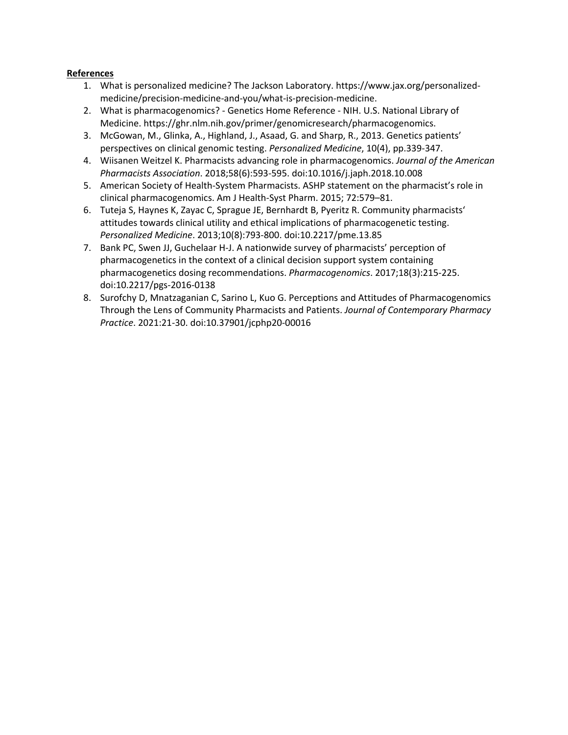**References**

1. What is personalized medicine? The Jackson Laboratory. https://www.jax.org/personalized-medicine/precision-medicine-and-you/what-is-precision-medicine.
2. What is pharmacogenomics? - Genetics Home Reference - NIH. U.S. National Library of Medicine. https://ghr.nlm.nih.gov/primer/genomicresearch/pharmacogenomics.
3. McGowan, M., Glinka, A., Highland, J., Asaad, G. and Sharp, R., 2013. Genetics patients' perspectives on clinical genomic testing. *Personalized Medicine*, 10(4), pp.339-347.
4. Wiisanen Weitzel K. Pharmacists advancing role in pharmacogenomics. *Journal of the American Pharmacists Association*. 2018;58(6):593-595. doi:10.1016/j.japh.2018.10.008
5. American Society of Health-System Pharmacists. ASHP statement on the pharmacist's role in clinical pharmacogenomics. Am J Health-Syst Pharm. 2015; 72:579–81.
6. Tuteja S, Haynes K, Zayac C, Sprague JE, Bernhardt B, Pyeritz R. Community pharmacists' attitudes towards clinical utility and ethical implications of pharmacogenetic testing. *Personalized Medicine*. 2013;10(8):793-800. doi:10.2217/pme.13.85
7. Bank PC, Swen JJ, Guchelaar H-J. A nationwide survey of pharmacists' perception of pharmacogenetics in the context of a clinical decision support system containing pharmacogenetics dosing recommendations. *Pharmacogenomics*. 2017;18(3):215-225. doi:10.2217/pgs-2016-0138
8. Surofchy D, Mnatzaganian C, Sarino L, Kuo G. Perceptions and Attitudes of Pharmacogenomics Through the Lens of Community Pharmacists and Patients. *Journal of Contemporary Pharmacy Practice*. 2021:21-30. doi:10.37901/jcphp20-00016